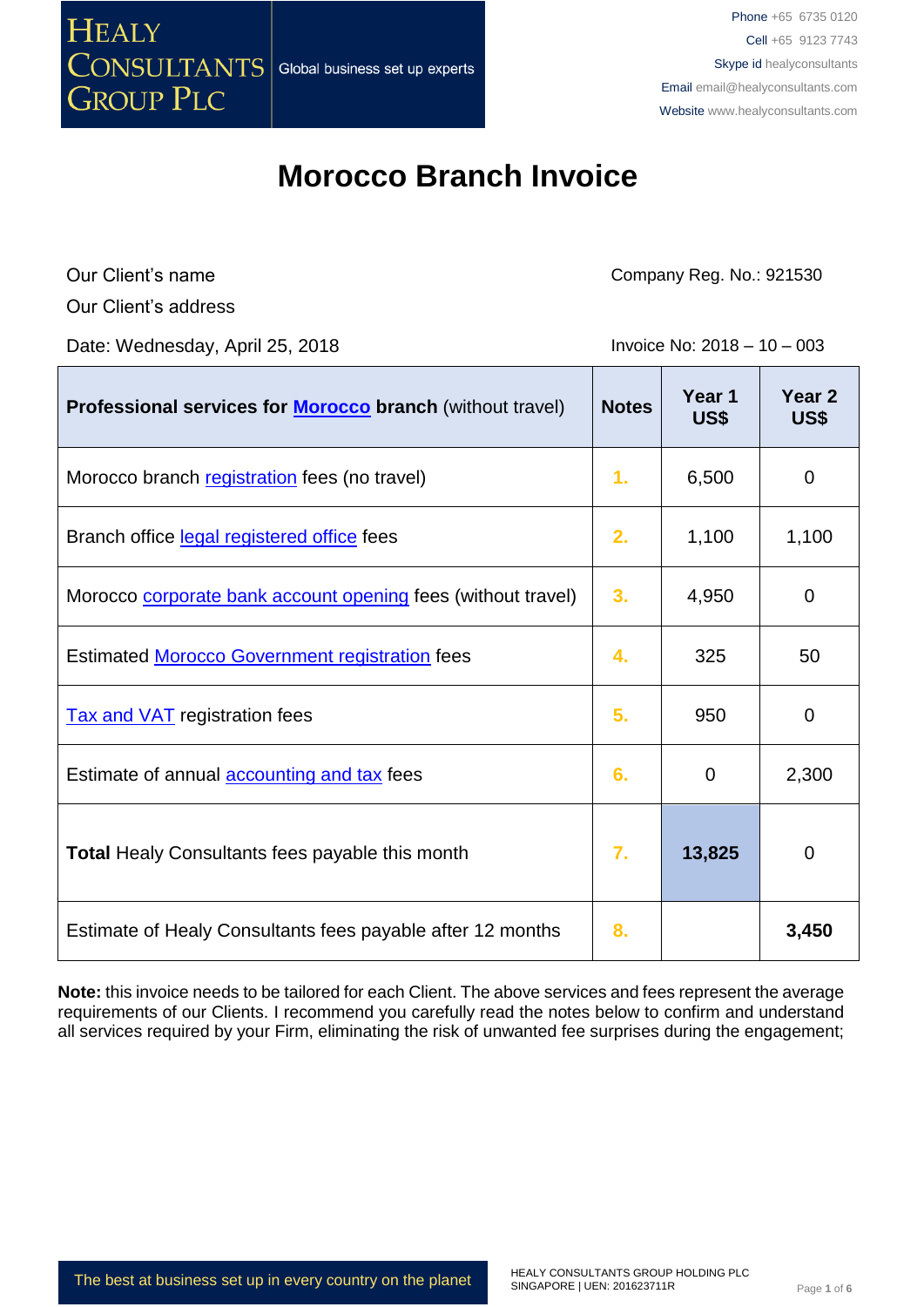HEALY CONSULTANTS GROUP PLC — Global business set up experts

Phone +65 6735 0120
Cell +65 9123 7743
Skype id healyconsultants
Email email@healyconsultants.com
Website www.healyconsultants.com

# Morocco Branch Invoice

Our Client's name
Our Client's address

Company Reg. No.: 921530

Date: Wednesday, April 25, 2018

Invoice No: 2018 – 10 – 003

| **Professional services for Morocco branch** (without travel) | **Notes** | **Year 1 US$** | **Year 2 US$** |
|---|---|---|---|
| Morocco branch registration fees (no travel) | 1. | 6,500 | 0 |
| Branch office legal registered office fees | 2. | 1,100 | 1,100 |
| Morocco corporate bank account opening fees (without travel) | 3. | 4,950 | 0 |
| Estimated Morocco Government registration fees | 4. | 325 | 50 |
| Tax and VAT registration fees | 5. | 950 | 0 |
| Estimate of annual accounting and tax fees | 6. | 0 | 2,300 |
| **Total** Healy Consultants fees payable this month | 7. | **13,825** | 0 |
| Estimate of Healy Consultants fees payable after 12 months | 8. | | **3,450** |

**Note:** this invoice needs to be tailored for each Client. The above services and fees represent the average requirements of our Clients. I recommend you carefully read the notes below to confirm and understand all services required by your Firm, eliminating the risk of unwanted fee surprises during the engagement;

The best at business set up in every country on the planet

HEALY CONSULTANTS GROUP HOLDING PLC
SINGAPORE | UEN: 201623711R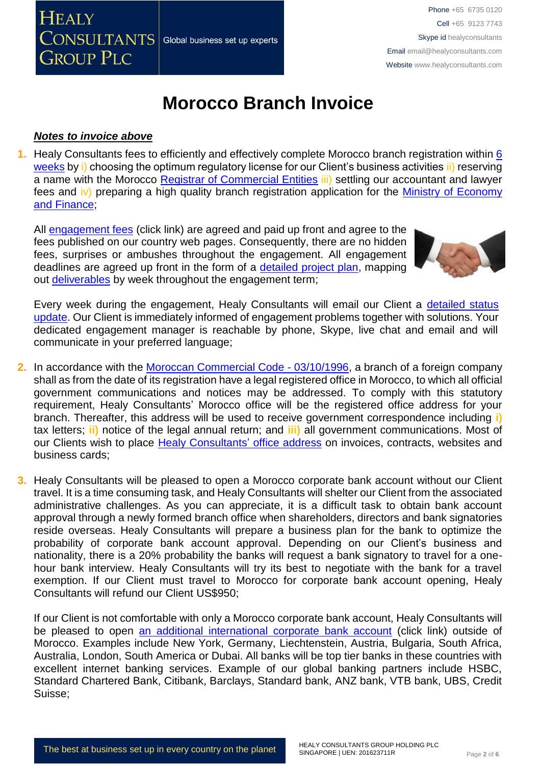# Morocco Branch Invoice

***Notes to invoice above***

1. Healy Consultants fees to efficiently and effectively complete Morocco branch registration within 6 weeks by i) choosing the optimum regulatory license for our Client's business activities ii) reserving a name with the Morocco Registrar of Commercial Entities iii) settling our accountant and lawyer fees and iv) preparing a high quality branch registration application for the Ministry of Economy and Finance;

   All engagement fees (click link) are agreed and paid up front and agree to the fees published on our country web pages. Consequently, there are no hidden fees, surprises or ambushes throughout the engagement. All engagement deadlines are agreed up front in the form of a detailed project plan, mapping out deliverables by week throughout the engagement term;

   Every week during the engagement, Healy Consultants will email our Client a detailed status update. Our Client is immediately informed of engagement problems together with solutions. Your dedicated engagement manager is reachable by phone, Skype, live chat and email and will communicate in your preferred language;

2. In accordance with the Moroccan Commercial Code - 03/10/1996, a branch of a foreign company shall as from the date of its registration have a legal registered office in Morocco, to which all official government communications and notices may be addressed. To comply with this statutory requirement, Healy Consultants' Morocco office will be the registered office address for your branch. Thereafter, this address will be used to receive government correspondence including **i)** tax letters; **ii)** notice of the legal annual return; and **iii)** all government communications. Most of our Clients wish to place Healy Consultants' office address on invoices, contracts, websites and business cards;

3. Healy Consultants will be pleased to open a Morocco corporate bank account without our Client travel. It is a time consuming task, and Healy Consultants will shelter our Client from the associated administrative challenges. As you can appreciate, it is a difficult task to obtain bank account approval through a newly formed branch office when shareholders, directors and bank signatories reside overseas. Healy Consultants will prepare a business plan for the bank to optimize the probability of corporate bank account approval. Depending on our Client's business and nationality, there is a 20% probability the banks will request a bank signatory to travel for a one-hour bank interview. Healy Consultants will try its best to negotiate with the bank for a travel exemption. If our Client must travel to Morocco for corporate bank account opening, Healy Consultants will refund our Client US$950;

   If our Client is not comfortable with only a Morocco corporate bank account, Healy Consultants will be pleased to open an additional international corporate bank account (click link) outside of Morocco. Examples include New York, Germany, Liechtenstein, Austria, Bulgaria, South Africa, Australia, London, South America or Dubai. All banks will be top tier banks in these countries with excellent internet banking services. Example of our global banking partners include HSBC, Standard Chartered Bank, Citibank, Barclays, Standard bank, ANZ bank, VTB bank, UBS, Credit Suisse;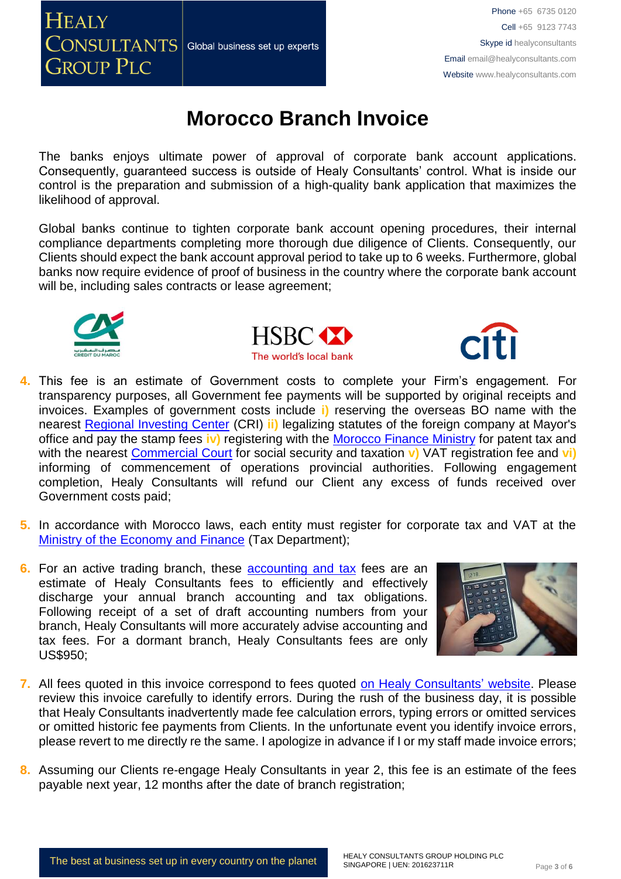# Morocco Branch Invoice

The banks enjoys ultimate power of approval of corporate bank account applications. Consequently, guaranteed success is outside of Healy Consultants' control. What is inside our control is the preparation and submission of a high-quality bank application that maximizes the likelihood of approval.

Global banks continue to tighten corporate bank account opening procedures, their internal compliance departments completing more thorough due diligence of Clients. Consequently, our Clients should expect the bank account approval period to take up to 6 weeks. Furthermore, global banks now require evidence of proof of business in the country where the corporate bank account will be, including sales contracts or lease agreement;

4. This fee is an estimate of Government costs to complete your Firm's engagement. For transparency purposes, all Government fee payments will be supported by original receipts and invoices. Examples of government costs include **i)** reserving the overseas BO name with the nearest Regional Investing Center (CRI) **ii)** legalizing statutes of the foreign company at Mayor's office and pay the stamp fees **iv)** registering with the Morocco Finance Ministry for patent tax and with the nearest Commercial Court for social security and taxation **v)** VAT registration fee and **vi)** informing of commencement of operations provincial authorities. Following engagement completion, Healy Consultants will refund our Client any excess of funds received over Government costs paid;

5. In accordance with Morocco laws, each entity must register for corporate tax and VAT at the Ministry of the Economy and Finance (Tax Department);

6. For an active trading branch, these accounting and tax fees are an estimate of Healy Consultants fees to efficiently and effectively discharge your annual branch accounting and tax obligations. Following receipt of a set of draft accounting numbers from your branch, Healy Consultants will more accurately advise accounting and tax fees. For a dormant branch, Healy Consultants fees are only US$950;

7. All fees quoted in this invoice correspond to fees quoted on Healy Consultants' website. Please review this invoice carefully to identify errors. During the rush of the business day, it is possible that Healy Consultants inadvertently made fee calculation errors, typing errors or omitted services or omitted historic fee payments from Clients. In the unfortunate event you identify invoice errors, please revert to me directly re the same. I apologize in advance if I or my staff made invoice errors;

8. Assuming our Clients re-engage Healy Consultants in year 2, this fee is an estimate of the fees payable next year, 12 months after the date of branch registration;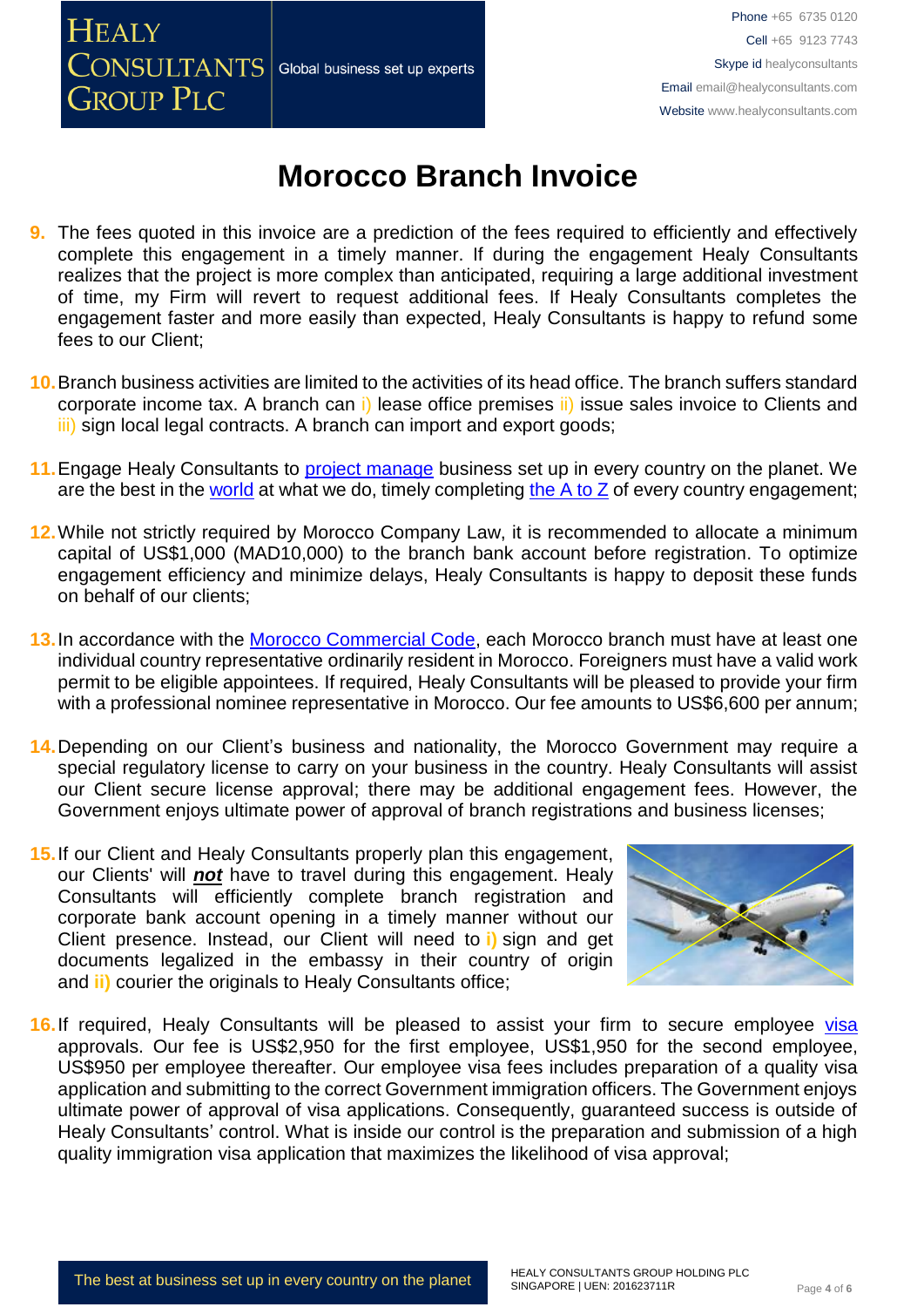# Morocco Branch Invoice

9. The fees quoted in this invoice are a prediction of the fees required to efficiently and effectively complete this engagement in a timely manner. If during the engagement Healy Consultants realizes that the project is more complex than anticipated, requiring a large additional investment of time, my Firm will revert to request additional fees. If Healy Consultants completes the engagement faster and more easily than expected, Healy Consultants is happy to refund some fees to our Client;

10. Branch business activities are limited to the activities of its head office. The branch suffers standard corporate income tax. A branch can i) lease office premises ii) issue sales invoice to Clients and iii) sign local legal contracts. A branch can import and export goods;

11. Engage Healy Consultants to project manage business set up in every country on the planet. We are the best in the world at what we do, timely completing the A to Z of every country engagement;

12. While not strictly required by Morocco Company Law, it is recommended to allocate a minimum capital of US$1,000 (MAD10,000) to the branch bank account before registration. To optimize engagement efficiency and minimize delays, Healy Consultants is happy to deposit these funds on behalf of our clients;

13. In accordance with the Morocco Commercial Code, each Morocco branch must have at least one individual country representative ordinarily resident in Morocco. Foreigners must have a valid work permit to be eligible appointees. If required, Healy Consultants will be pleased to provide your firm with a professional nominee representative in Morocco. Our fee amounts to US$6,600 per annum;

14. Depending on our Client's business and nationality, the Morocco Government may require a special regulatory license to carry on your business in the country. Healy Consultants will assist our Client secure license approval; there may be additional engagement fees. However, the Government enjoys ultimate power of approval of branch registrations and business licenses;

15. If our Client and Healy Consultants properly plan this engagement, our Clients' will ***not*** have to travel during this engagement. Healy Consultants will efficiently complete branch registration and corporate bank account opening in a timely manner without our Client presence. Instead, our Client will need to **i)** sign and get documents legalized in the embassy in their country of origin and **ii)** courier the originals to Healy Consultants office;

16. If required, Healy Consultants will be pleased to assist your firm to secure employee visa approvals. Our fee is US$2,950 for the first employee, US$1,950 for the second employee, US$950 per employee thereafter. Our employee visa fees includes preparation of a quality visa application and submitting to the correct Government immigration officers. The Government enjoys ultimate power of approval of visa applications. Consequently, guaranteed success is outside of Healy Consultants' control. What is inside our control is the preparation and submission of a high quality immigration visa application that maximizes the likelihood of visa approval;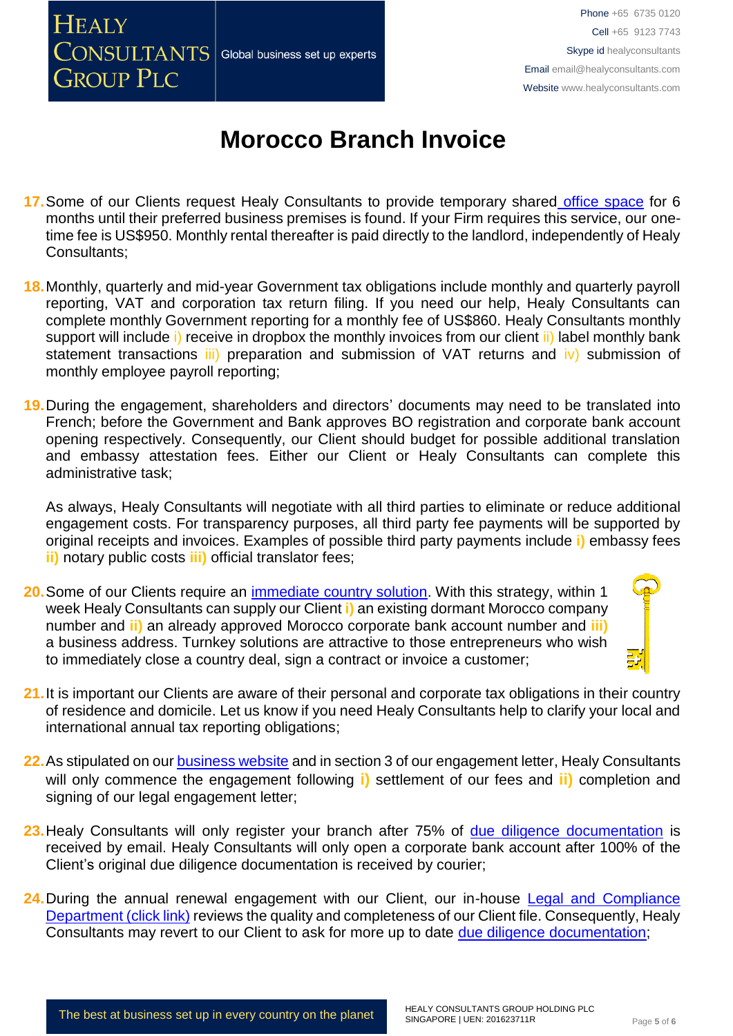# Morocco Branch Invoice

17. Some of our Clients request Healy Consultants to provide temporary shared office space for 6 months until their preferred business premises is found. If your Firm requires this service, our one-time fee is US$950. Monthly rental thereafter is paid directly to the landlord, independently of Healy Consultants;

18. Monthly, quarterly and mid-year Government tax obligations include monthly and quarterly payroll reporting, VAT and corporation tax return filing. If you need our help, Healy Consultants can complete monthly Government reporting for a monthly fee of US$860. Healy Consultants monthly support will include i) receive in dropbox the monthly invoices from our client ii) label monthly bank statement transactions iii) preparation and submission of VAT returns and iv) submission of monthly employee payroll reporting;

19. During the engagement, shareholders and directors' documents may need to be translated into French; before the Government and Bank approves BO registration and corporate bank account opening respectively. Consequently, our Client should budget for possible additional translation and embassy attestation fees. Either our Client or Healy Consultants can complete this administrative task;

    As always, Healy Consultants will negotiate with all third parties to eliminate or reduce additional engagement costs. For transparency purposes, all third party fee payments will be supported by original receipts and invoices. Examples of possible third party payments include **i)** embassy fees **ii)** notary public costs **iii)** official translator fees;

20. Some of our Clients require an immediate country solution. With this strategy, within 1 week Healy Consultants can supply our Client **i)** an existing dormant Morocco company number and **ii)** an already approved Morocco corporate bank account number and **iii)** a business address. Turnkey solutions are attractive to those entrepreneurs who wish to immediately close a country deal, sign a contract or invoice a customer;

21. It is important our Clients are aware of their personal and corporate tax obligations in their country of residence and domicile. Let us know if you need Healy Consultants help to clarify your local and international annual tax reporting obligations;

22. As stipulated on our business website and in section 3 of our engagement letter, Healy Consultants will only commence the engagement following **i)** settlement of our fees and **ii)** completion and signing of our legal engagement letter;

23. Healy Consultants will only register your branch after 75% of due diligence documentation is received by email. Healy Consultants will only open a corporate bank account after 100% of the Client's original due diligence documentation is received by courier;

24. During the annual renewal engagement with our Client, our in-house Legal and Compliance Department (click link) reviews the quality and completeness of our Client file. Consequently, Healy Consultants may revert to our Client to ask for more up to date due diligence documentation;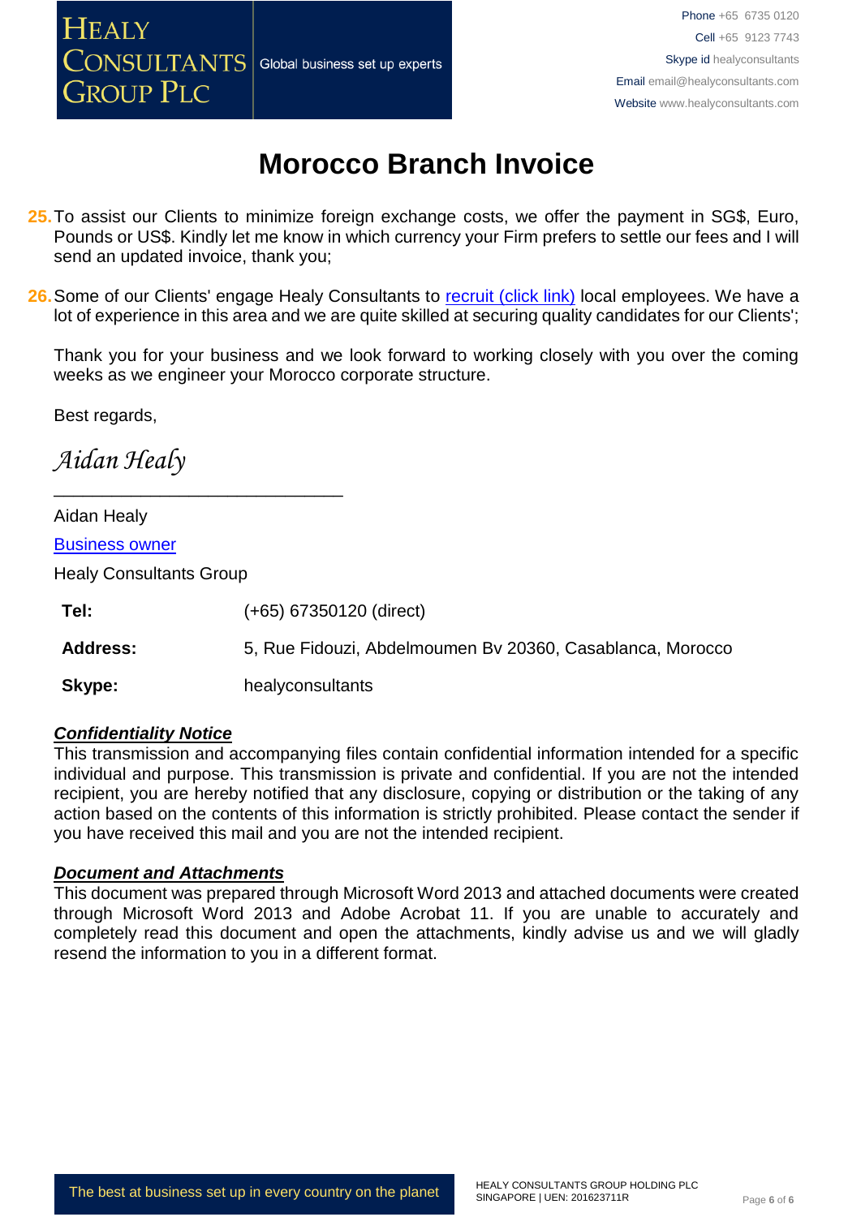# Morocco Branch Invoice

25. To assist our Clients to minimize foreign exchange costs, we offer the payment in SG$, Euro, Pounds or US$. Kindly let me know in which currency your Firm prefers to settle our fees and I will send an updated invoice, thank you;

26. Some of our Clients' engage Healy Consultants to recruit (click link) local employees. We have a lot of experience in this area and we are quite skilled at securing quality candidates for our Clients';

Thank you for your business and we look forward to working closely with you over the coming weeks as we engineer your Morocco corporate structure.

Best regards,

*Aidan Healy*

______________________________

Aidan Healy

Business owner

Healy Consultants Group

| | |
|---|---|
| **Tel:** | (+65) 67350120 (direct) |
| **Address:** | 5, Rue Fidouzi, Abdelmoumen Bv 20360, Casablanca, Morocco |
| **Skype:** | healyconsultants |

***Confidentiality Notice***

This transmission and accompanying files contain confidential information intended for a specific individual and purpose. This transmission is private and confidential. If you are not the intended recipient, you are hereby notified that any disclosure, copying or distribution or the taking of any action based on the contents of this information is strictly prohibited. Please contact the sender if you have received this mail and you are not the intended recipient.

***Document and Attachments***

This document was prepared through Microsoft Word 2013 and attached documents were created through Microsoft Word 2013 and Adobe Acrobat 11. If you are unable to accurately and completely read this document and open the attachments, kindly advise us and we will gladly resend the information to you in a different format.